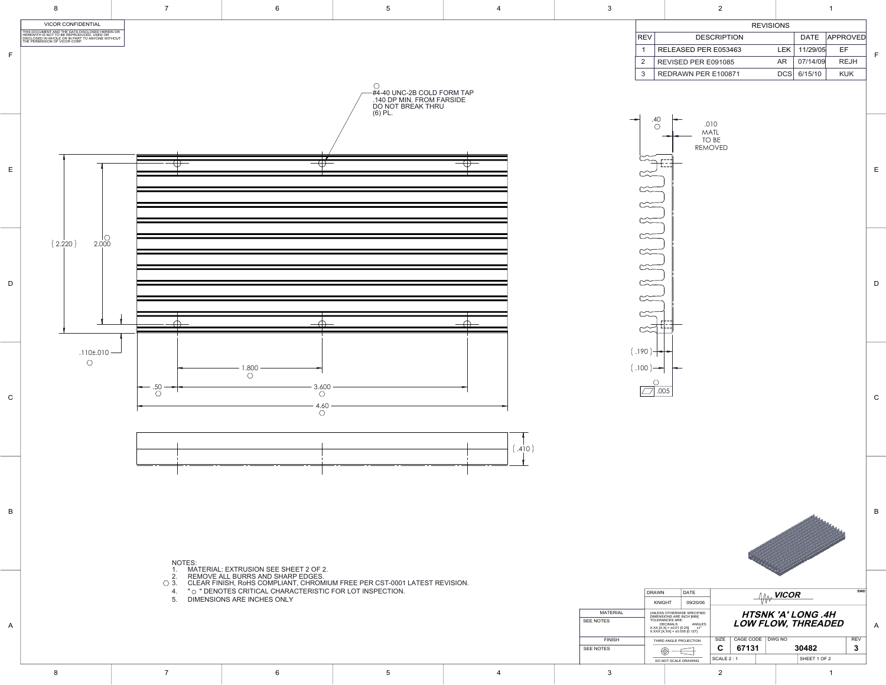VICOR CONFIDENTIAL

THIS DOCUMENT AND THE DATA DISCLOSED HEREIN OR HEREWITH IS NOT TO BE REPRODUCED, USED OR DISCLOSED IN WHOLE OR IN PART TO ANYONE WITHOUT THE PERMISSION OF VICOR CORP.

| REVISIONS | | | | |
|---|---|---|---|---|
| REV | DESCRIPTION | | DATE | APPROVED |
| 1 | RELEASED PER E053463 | LEK | 11/29/05 | EF |
| 2 | REVISED PER E091085 | AR | 07/14/09 | REJH |
| 3 | REDRAWN PER E100871 | DCS | 6/15/10 | KUK |

#4-40 UNC-2B COLD FORM TAP
.140 DP MIN. FROM FARSIDE
DO NOT BREAK THRU
(6) PL.

(2.220)
2.000
.110±.010
1.800
.50
3.600
4.60
(.410)

.40
.010 MATL TO BE REMOVED
(.190)
(.100)
.005

NOTES:
1. MATERIAL: EXTRUSION SEE SHEET 2 OF 2.
2. REMOVE ALL BURRS AND SHARP EDGES.
3. CLEAR FINISH, RoHS COMPLIANT, CHROMIUM FREE PER CST-0001 LATEST REVISION.
4. " ○ " DENOTES CRITICAL CHARACTERISTIC FOR LOT INSPECTION.
5. DIMENSIONS ARE INCHES ONLY

| DRAWN | DATE |
|---|---|
| KNIGHT | 09/20/06 |

MATERIAL: SEE NOTES

FINISH: SEE NOTES

UNLESS OTHERWISE SPECIFIED DIMENSIONS ARE INCH [MM]
TOLERANCES ARE:
DECIMALS ANGLES
X.XX [X.X] = ±0.01 [0.25] ±1°
X.XXX [X.XX] = ±0.005 [0.127]

THIRD ANGLE PROJECTION

DO NOT SCALE DRAWING

VICOR

**HTSNK 'A' LONG .4H LOW FLOW, THREADED**

| SIZE | CAGE CODE | DWG NO | REV |
|---|---|---|---|
| C | 67131 | 30482 | 3 |

SCALE 2 : 1 SHEET 1 OF 2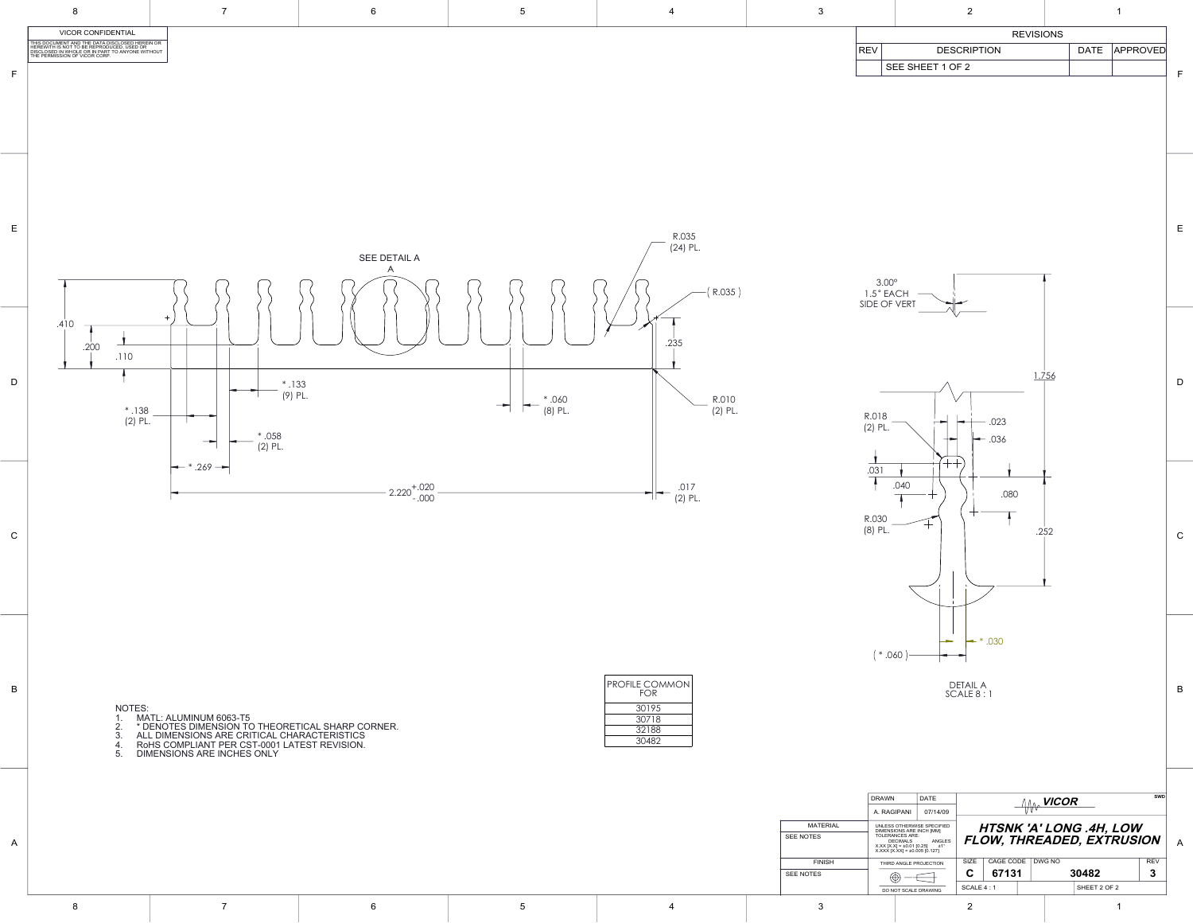VICOR CONFIDENTIAL

THIS DOCUMENT AND THE DATA DISCLOSED HEREIN OR HEREWITH IS NOT TO BE REPRODUCED, USED OR DISCLOSED IN WHOLE OR IN PART TO ANYONE WITHOUT THE PERMISSION OF VICOR CORP.

| REVISIONS | | | |
|---|---|---|---|
| REV | DESCRIPTION | DATE | APPROVED |
| | SEE SHEET 1 OF 2 | | |

SEE DETAIL A

A

R.035 (24) PL.

( R.035 )

.410

.200

.110

.235

* .133 (9) PL.

* .138 (2) PL.

* .058 (2) PL.

* .060 (8) PL.

R.010 (2) PL.

* .269

$2.220^{+.020}_{-.000}$

.017 (2) PL.

3.00° 1.5° EACH SIDE OF VERT

1.756

R.018 (2) PL.

.023

.036

.031

.040

.080

R.030 (8) PL.

.252

* .030

( * .060 )

DETAIL A SCALE 8 : 1

| PROFILE COMMON FOR |
|---|
| 30195 |
| 30718 |
| 32188 |
| 30482 |

NOTES:
1. MATL: ALUMINUM 6063-T5
2. * DENOTES DIMENSION TO THEORETICAL SHARP CORNER.
3. ALL DIMENSIONS ARE CRITICAL CHARACTERISTICS
4. RoHS COMPLIANT PER CST-0001 LATEST REVISION.
5. DIMENSIONS ARE INCHES ONLY

| DRAWN | DATE |
|---|---|
| A. RAGIPANI | 07/14/09 |

MATERIAL: SEE NOTES

FINISH: SEE NOTES

UNLESS OTHERWISE SPECIFIED DIMENSIONS ARE INCH [MM] TOLERANCES ARE: DECIMALS X.XX [X.X] = ±0.01 [0.25] X.XXX [X.XX] = ±0.005 [0.127] ANGLES ±1°

THIRD ANGLE PROJECTION

DO NOT SCALE DRAWING

VICOR

SWD

**HTSNK 'A' LONG .4H, LOW FLOW, THREADED, EXTRUSION**

| SIZE | CAGE CODE | DWG NO | REV |
|---|---|---|---|
| C | 67131 | 30482 | 3 |

SCALE 4 : 1

SHEET 2 OF 2